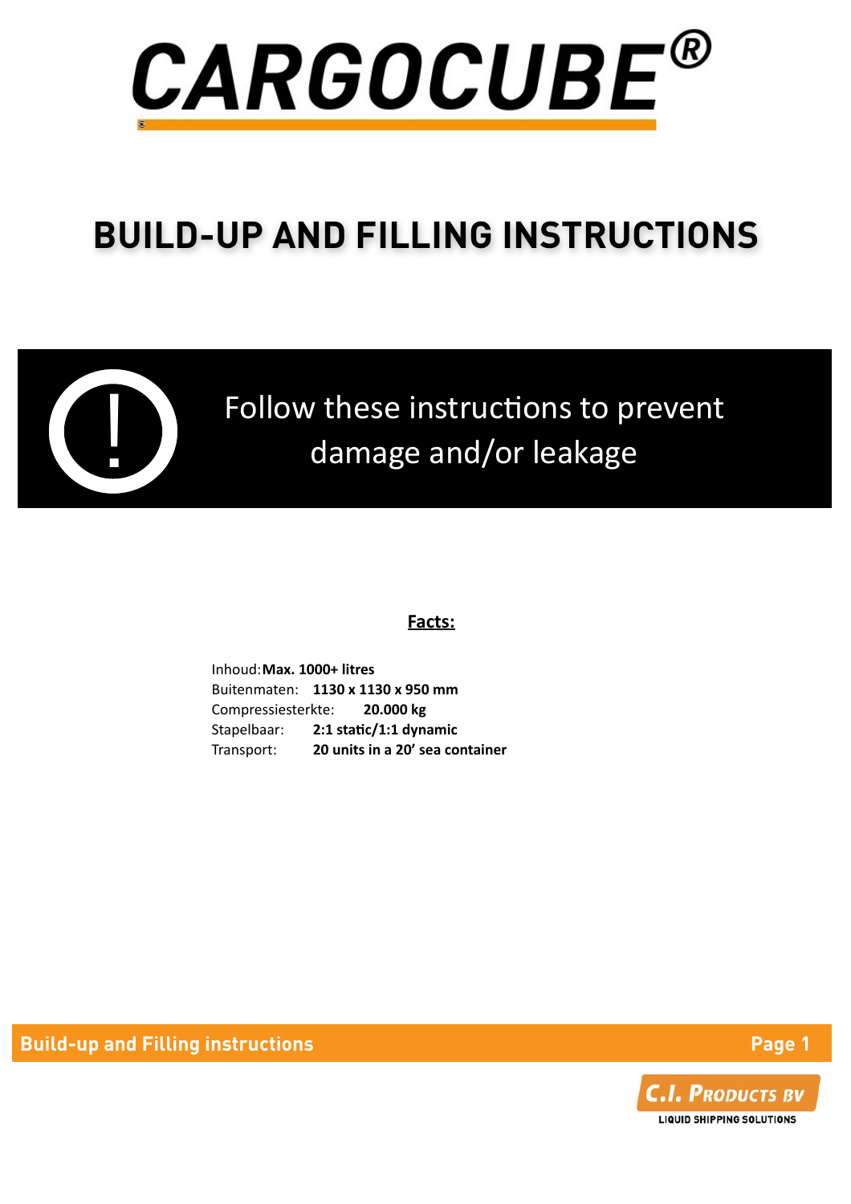# CARGOCUBE®

# BUILD-UP AND FILLING INSTRUCTIONS

**!** Follow these instructions to prevent damage and/or leakage

**Facts:**

Inhoud: **Max. 1000+ litres**
Buitenmaten: **1130 x 1130 x 950 mm**
Compressiesterkte: **20.000 kg**
Stapelbaar: **2:1 static/1:1 dynamic**
Transport: **20 units in a 20' sea container**

**C.I. PRODUCTS BV**
LIQUID SHIPPING SOLUTIONS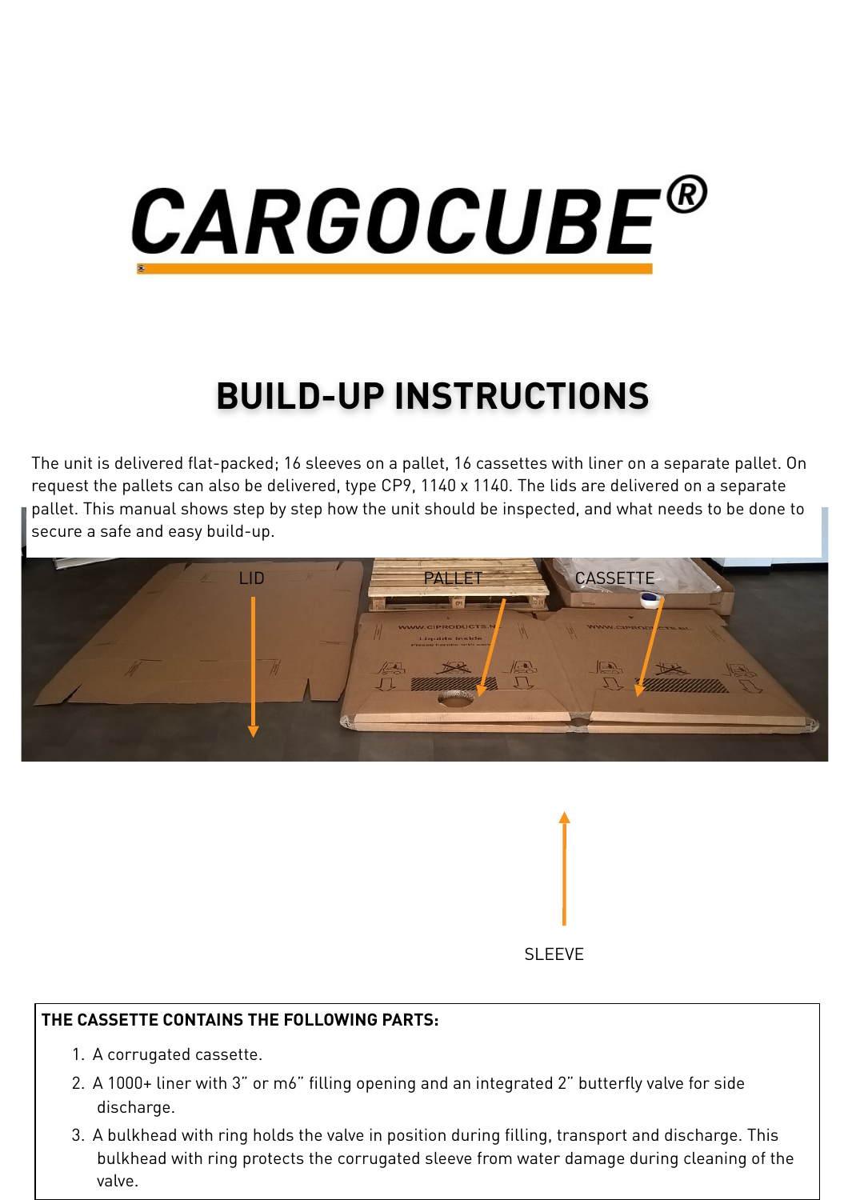# CARGOCUBE®

## BUILD-UP INSTRUCTIONS

The unit is delivered flat-packed; 16 sleeves on a pallet, 16 cassettes with liner on a separate pallet. On request the pallets can also be delivered, type CP9, 1140 x 1140. The lids are delivered on a separate pallet. This manual shows step by step how the unit should be inspected, and what needs to be done to secure a safe and easy build-up.

LID

PALLET

CASSETTE

SLEEVE

**THE CASSETTE CONTAINS THE FOLLOWING PARTS:**

1. A corrugated cassette.
2. A 1000+ liner with 3" or m6" filling opening and an integrated 2" butterfly valve for side discharge.
3. A bulkhead with ring holds the valve in position during filling, transport and discharge. This bulkhead with ring protects the corrugated sleeve from water damage during cleaning of the valve.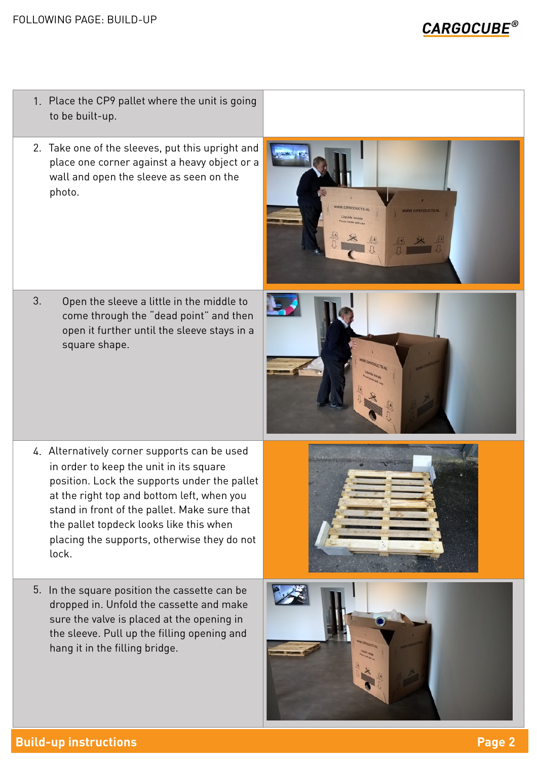FOLLOWING PAGE: BUILD-UP

1. Place the CP9 pallet where the unit is going to be built-up.

2. Take one of the sleeves, put this upright and place one corner against a heavy object or a wall and open the sleeve as seen on the photo.

3. Open the sleeve a little in the middle to come through the "dead point" and then open it further until the sleeve stays in a square shape.

4. Alternatively corner supports can be used in order to keep the unit in its square position. Lock the supports under the pallet at the right top and bottom left, when you stand in front of the pallet. Make sure that the pallet topdeck looks like this when placing the supports, otherwise they do not lock.

5. In the square position the cassette can be dropped in. Unfold the cassette and make sure the valve is placed at the opening in the sleeve. Pull up the filling opening and hang it in the filling bridge.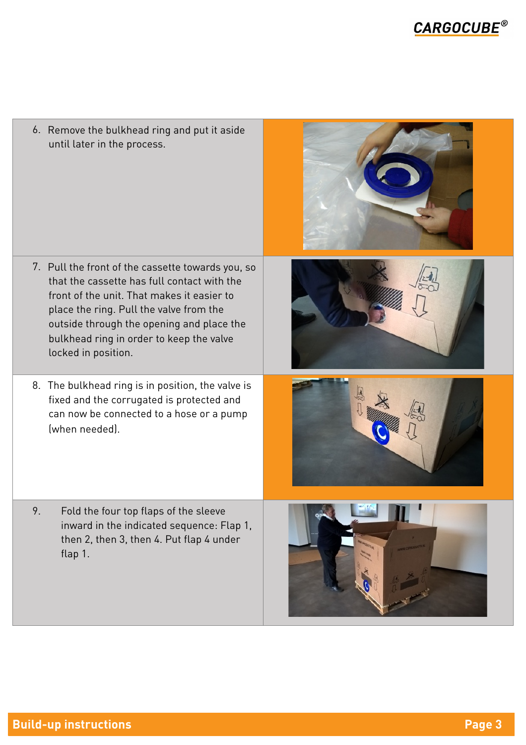6. Remove the bulkhead ring and put it aside until later in the process.

7. Pull the front of the cassette towards you, so that the cassette has full contact with the front of the unit. That makes it easier to place the ring. Pull the valve from the outside through the opening and place the bulkhead ring in order to keep the valve locked in position.

8. The bulkhead ring is in position, the valve is fixed and the corrugated is protected and can now be connected to a hose or a pump (when needed).

9. Fold the four top flaps of the sleeve inward in the indicated sequence: Flap 1, then 2, then 3, then 4. Put flap 4 under flap 1.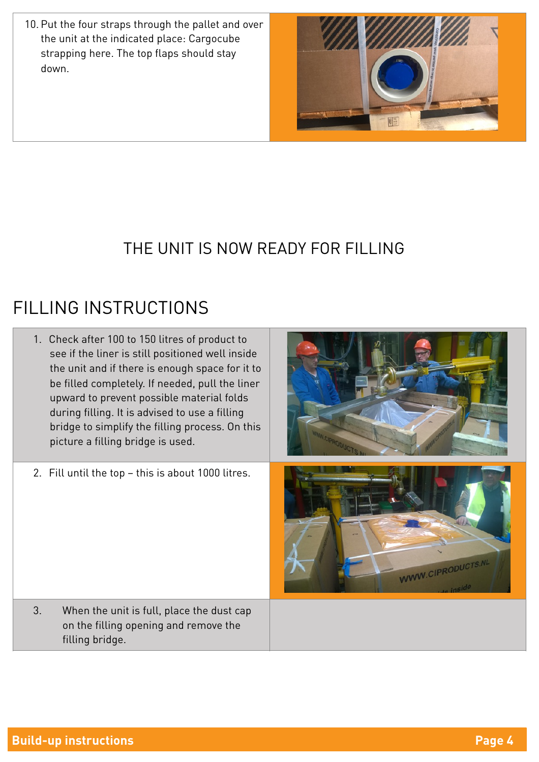10. Put the four straps through the pallet and over the unit at the indicated place: Cargocube strapping here. The top flaps should stay down.

THE UNIT IS NOW READY FOR FILLING

# FILLING INSTRUCTIONS

1. Check after 100 to 150 litres of product to see if the liner is still positioned well inside the unit and if there is enough space for it to be filled completely. If needed, pull the liner upward to prevent possible material folds during filling. It is advised to use a filling bridge to simplify the filling process. On this picture a filling bridge is used.

2. Fill until the top – this is about 1000 litres.

3. When the unit is full, place the dust cap on the filling opening and remove the filling bridge.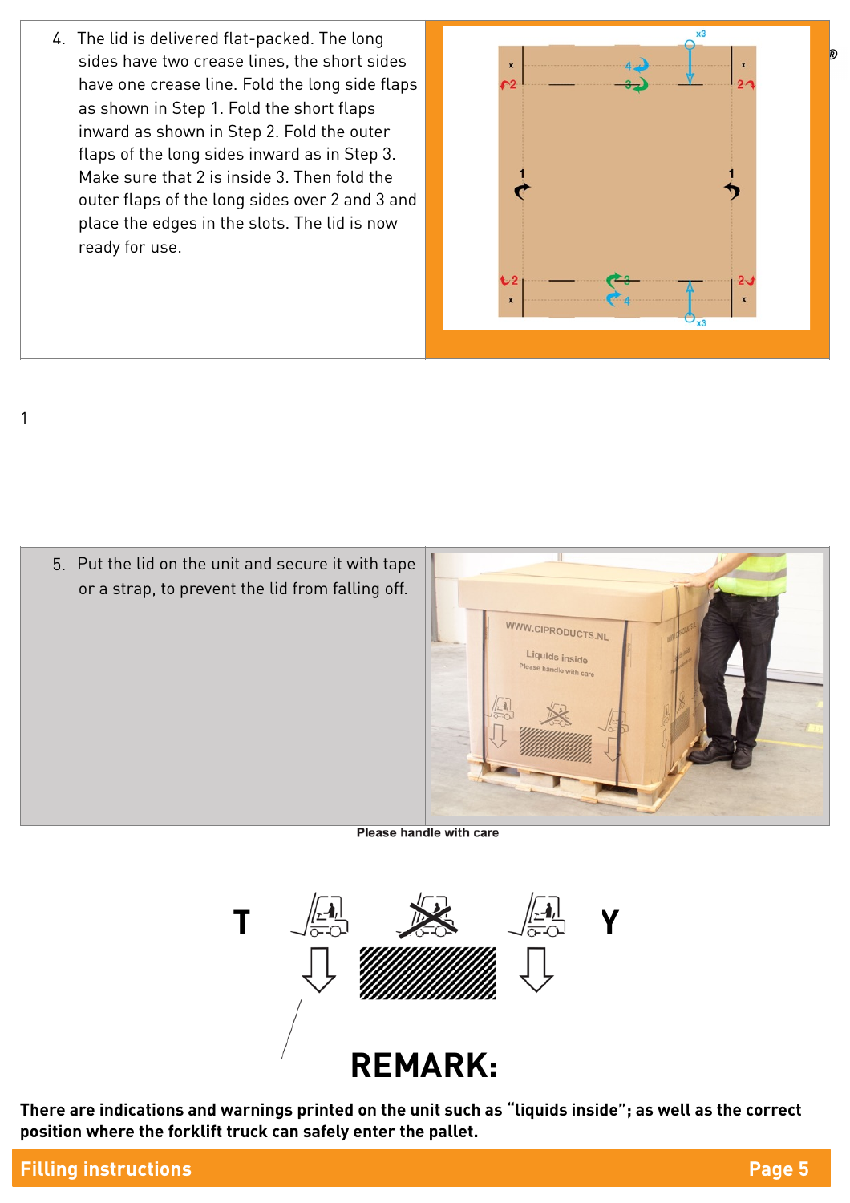4. The lid is delivered flat-packed. The long sides have two crease lines, the short sides have one crease line. Fold the long side flaps as shown in Step 1. Fold the short flaps inward as shown in Step 2. Fold the outer flaps of the long sides inward as in Step 3. Make sure that 2 is inside 3. Then fold the outer flaps of the long sides over 2 and 3 and place the edges in the slots. The lid is now ready for use.

1

5. Put the lid on the unit and secure it with tape or a strap, to prevent the lid from falling off.

Please handle with care

T Y

# REMARK:

**There are indications and warnings printed on the unit such as "liquids inside"; as well as the correct position where the forklift truck can safely enter the pallet.**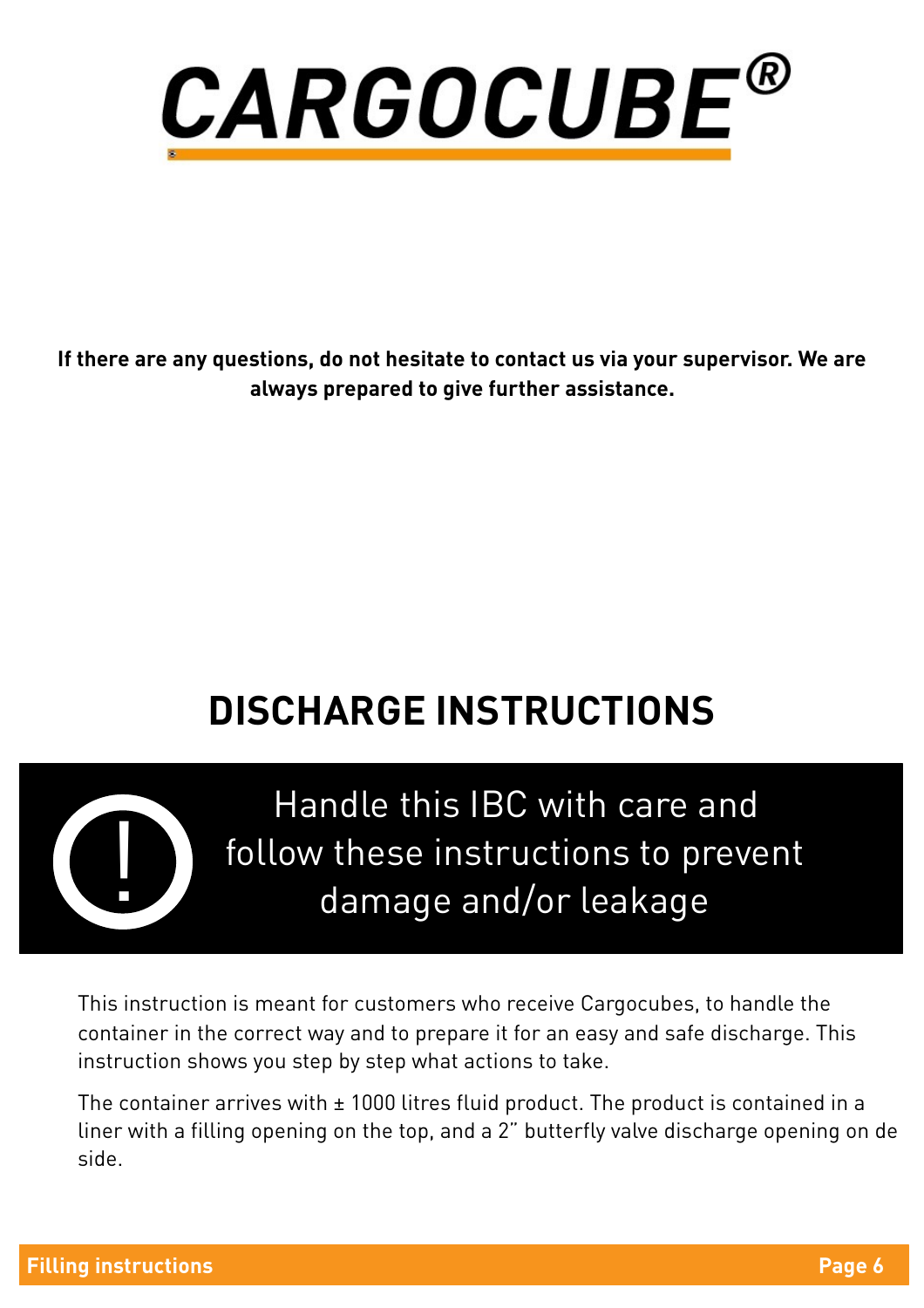# CARGOCUBE®

**If there are any questions, do not hesitate to contact us via your supervisor. We are always prepared to give further assistance.**

## DISCHARGE INSTRUCTIONS

> ! Handle this IBC with care and follow these instructions to prevent damage and/or leakage

This instruction is meant for customers who receive Cargocubes, to handle the container in the correct way and to prepare it for an easy and safe discharge. This instruction shows you step by step what actions to take.

The container arrives with ± 1000 litres fluid product. The product is contained in a liner with a filling opening on the top, and a 2" butterfly valve discharge opening on de side.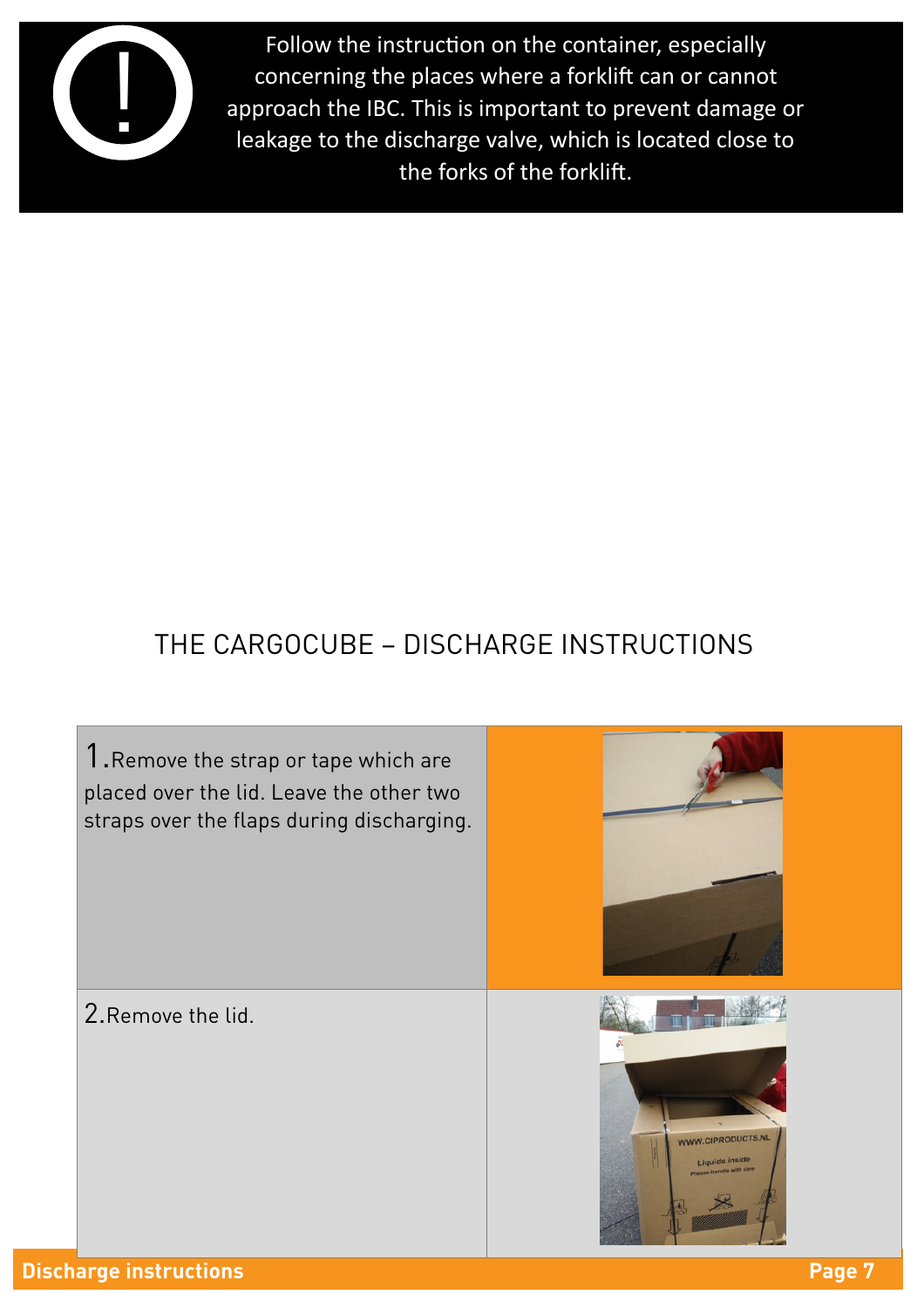> Follow the instruction on the container, especially concerning the places where a forklift can or cannot approach the IBC. This is important to prevent damage or leakage to the discharge valve, which is located close to the forks of the forklift.

## THE CARGOCUBE – DISCHARGE INSTRUCTIONS

1. Remove the strap or tape which are placed over the lid. Leave the other two straps over the flaps during discharging.

2. Remove the lid.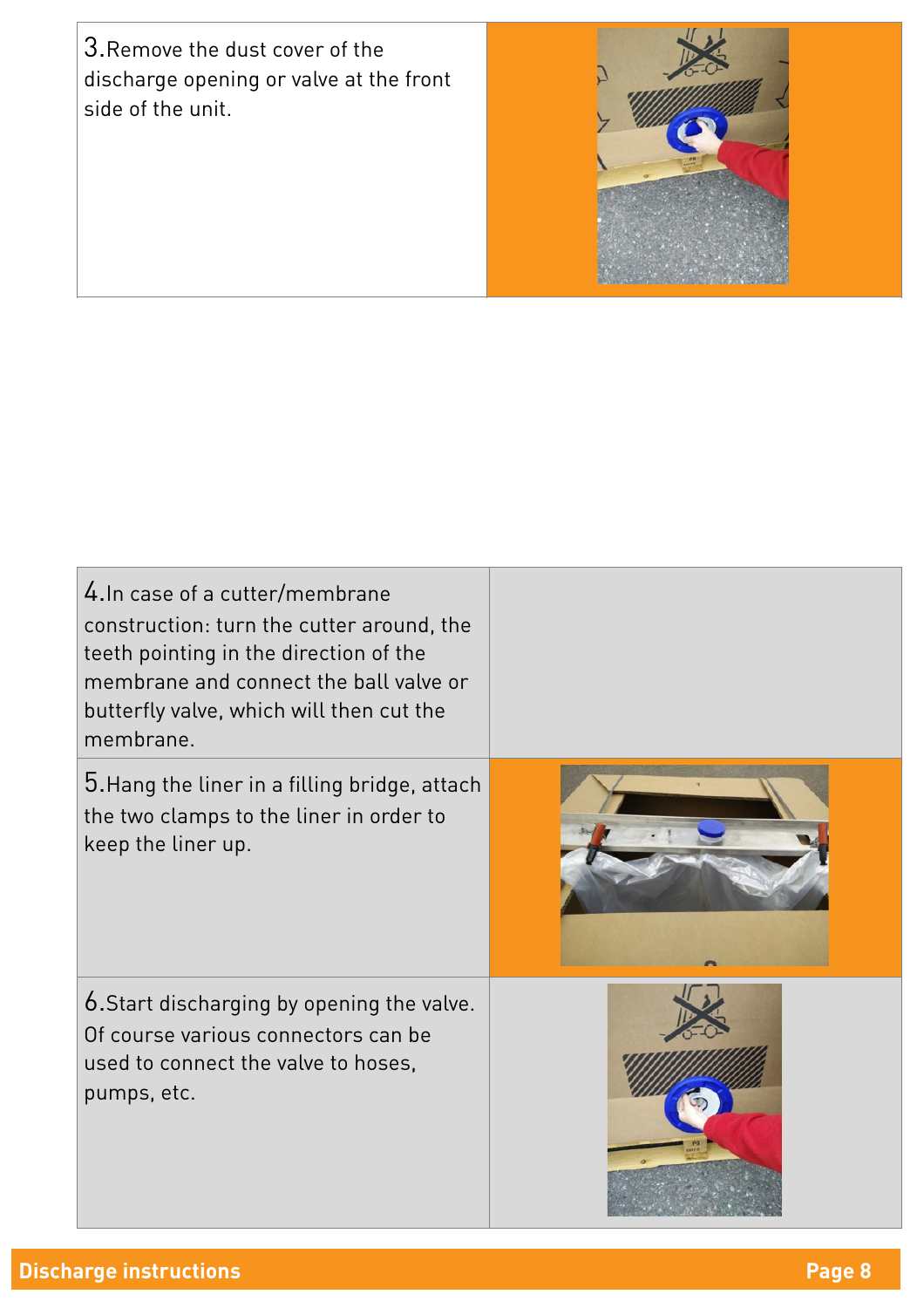3. Remove the dust cover of the discharge opening or valve at the front side of the unit.

4. In case of a cutter/membrane construction: turn the cutter around, the teeth pointing in the direction of the membrane and connect the ball valve or butterfly valve, which will then cut the membrane.

5. Hang the liner in a filling bridge, attach the two clamps to the liner in order to keep the liner up.

6. Start discharging by opening the valve. Of course various connectors can be used to connect the valve to hoses, pumps, etc.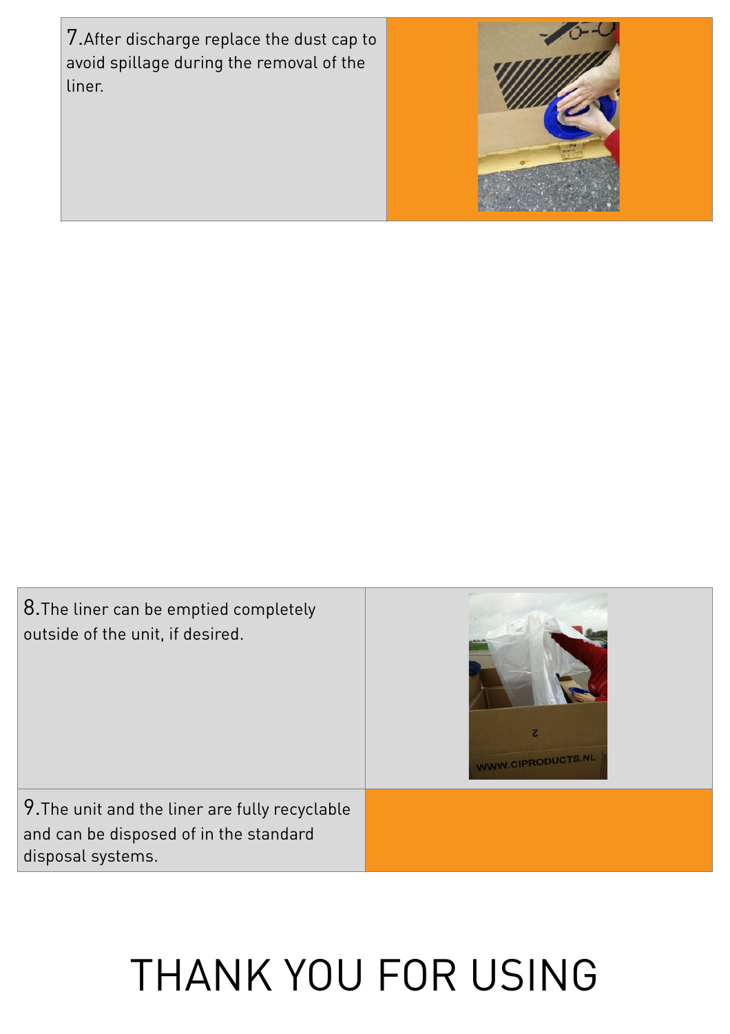7. After discharge replace the dust cap to avoid spillage during the removal of the liner.

8. The liner can be emptied completely outside of the unit, if desired.

9. The unit and the liner are fully recyclable and can be disposed of in the standard disposal systems.

# THANK YOU FOR USING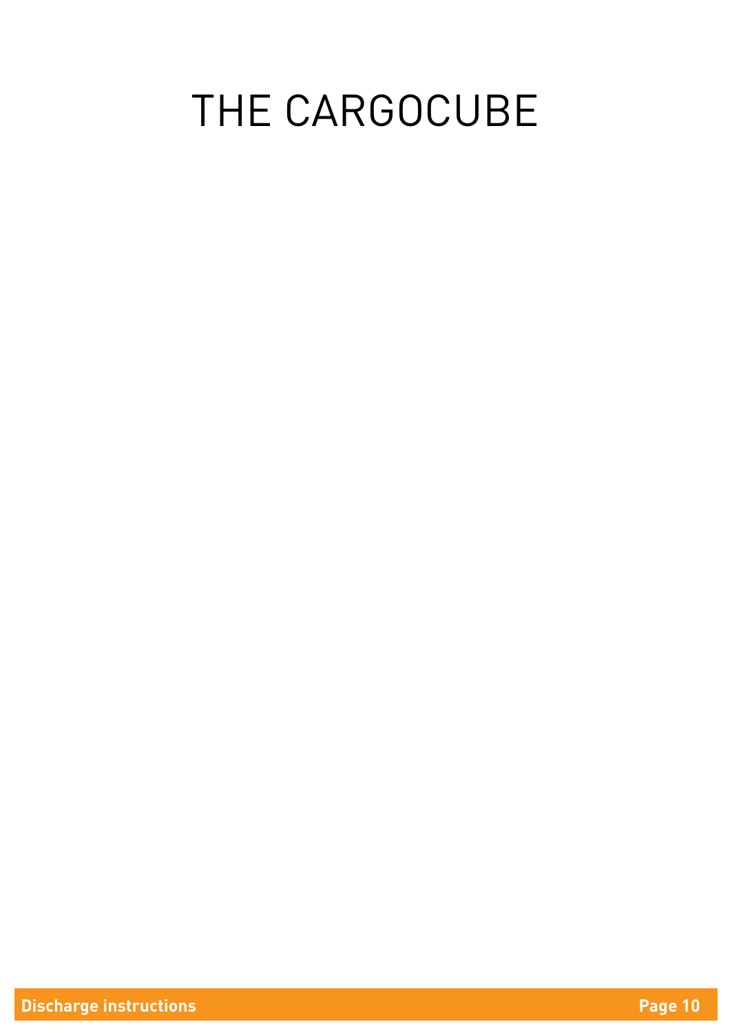# THE CARGOCUBE